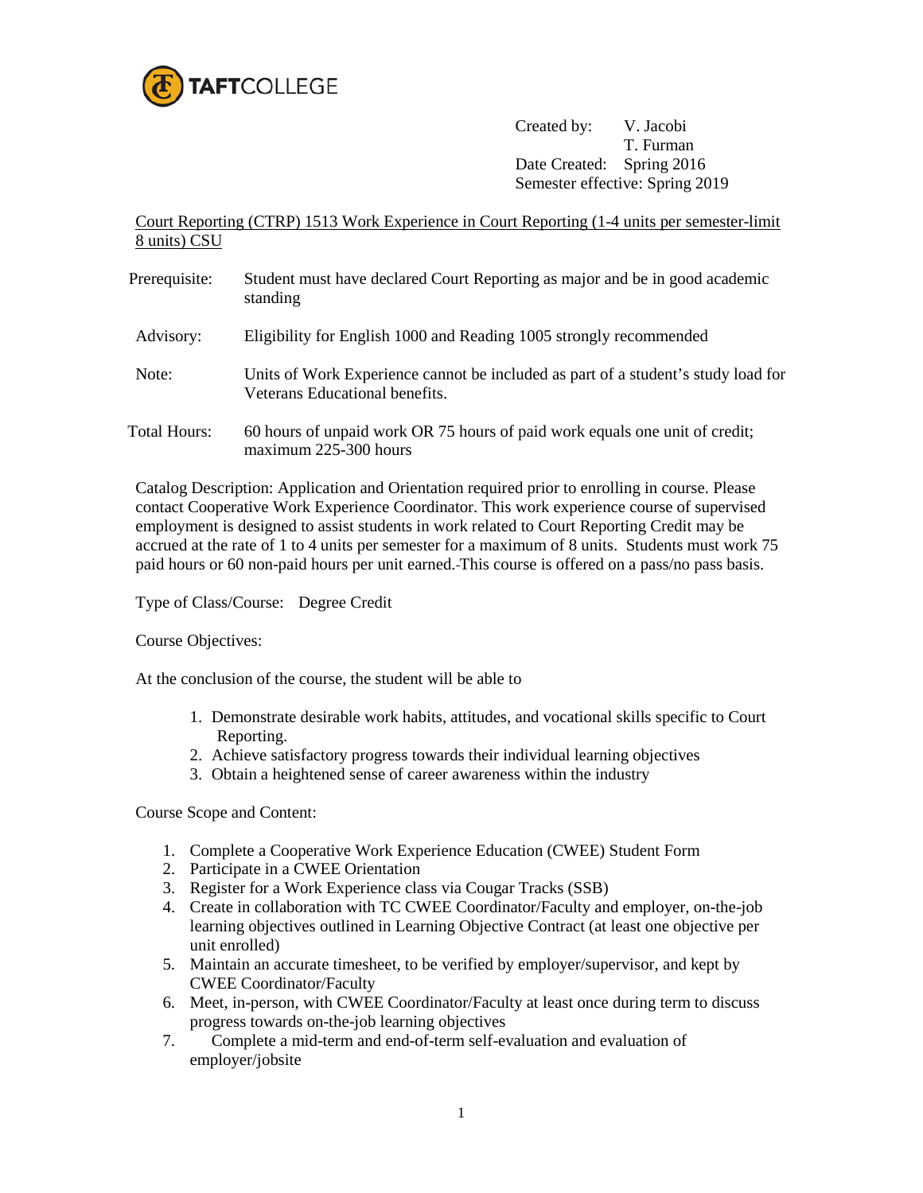TAFTCOLLEGE

Created by: V. Jacobi
T. Furman
Date Created: Spring 2016
Semester effective: Spring 2019

Court Reporting (CTRP) 1513 Work Experience in Court Reporting (1-4 units per semester-limit 8 units) CSU

Prerequisite: Student must have declared Court Reporting as major and be in good academic standing

Advisory: Eligibility for English 1000 and Reading 1005 strongly recommended

Note: Units of Work Experience cannot be included as part of a student's study load for Veterans Educational benefits.

Total Hours: 60 hours of unpaid work OR 75 hours of paid work equals one unit of credit; maximum 225-300 hours

Catalog Description: Application and Orientation required prior to enrolling in course. Please contact Cooperative Work Experience Coordinator. This work experience course of supervised employment is designed to assist students in work related to Court Reporting Credit may be accrued at the rate of 1 to 4 units per semester for a maximum of 8 units. Students must work 75 paid hours or 60 non-paid hours per unit earned. This course is offered on a pass/no pass basis.

Type of Class/Course: Degree Credit

Course Objectives:

At the conclusion of the course, the student will be able to

1. Demonstrate desirable work habits, attitudes, and vocational skills specific to Court Reporting.
2. Achieve satisfactory progress towards their individual learning objectives
3. Obtain a heightened sense of career awareness within the industry

Course Scope and Content:

1. Complete a Cooperative Work Experience Education (CWEE) Student Form
2. Participate in a CWEE Orientation
3. Register for a Work Experience class via Cougar Tracks (SSB)
4. Create in collaboration with TC CWEE Coordinator/Faculty and employer, on-the-job learning objectives outlined in Learning Objective Contract (at least one objective per unit enrolled)
5. Maintain an accurate timesheet, to be verified by employer/supervisor, and kept by CWEE Coordinator/Faculty
6. Meet, in-person, with CWEE Coordinator/Faculty at least once during term to discuss progress towards on-the-job learning objectives
7. Complete a mid-term and end-of-term self-evaluation and evaluation of employer/jobsite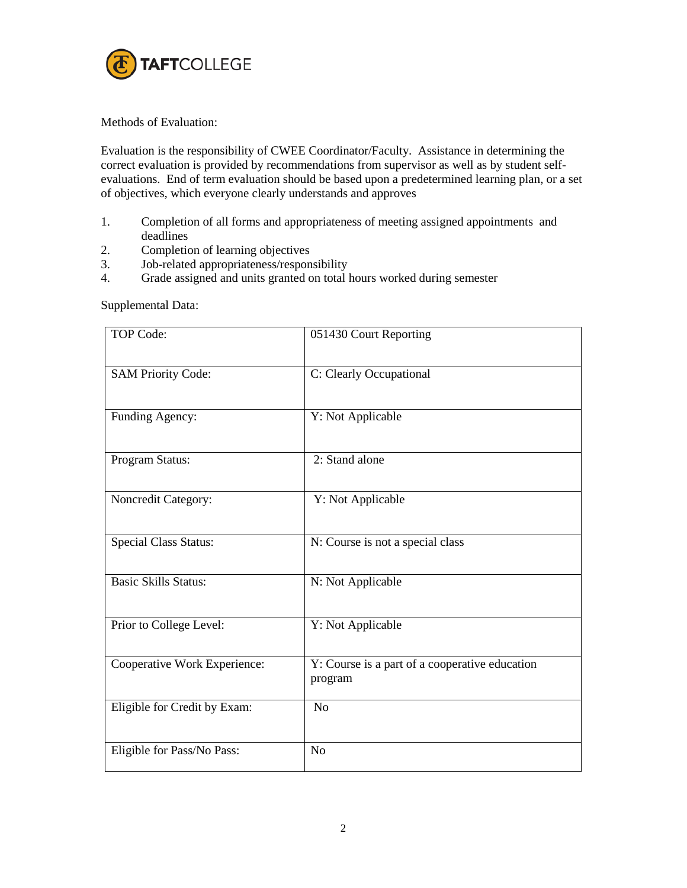Methods of Evaluation:

Evaluation is the responsibility of CWEE Coordinator/Faculty. Assistance in determining the correct evaluation is provided by recommendations from supervisor as well as by student self-evaluations. End of term evaluation should be based upon a predetermined learning plan, or a set of objectives, which everyone clearly understands and approves

1. Completion of all forms and appropriateness of meeting assigned appointments and deadlines
2. Completion of learning objectives
3. Job-related appropriateness/responsibility
4. Grade assigned and units granted on total hours worked during semester

Supplemental Data:

| | |
|---|---|
| TOP Code: | 051430 Court Reporting |
| SAM Priority Code: | C: Clearly Occupational |
| Funding Agency: | Y: Not Applicable |
| Program Status: | 2: Stand alone |
| Noncredit Category: | Y: Not Applicable |
| Special Class Status: | N: Course is not a special class |
| Basic Skills Status: | N: Not Applicable |
| Prior to College Level: | Y: Not Applicable |
| Cooperative Work Experience: | Y: Course is a part of a cooperative education program |
| Eligible for Credit by Exam: | No |
| Eligible for Pass/No Pass: | No |